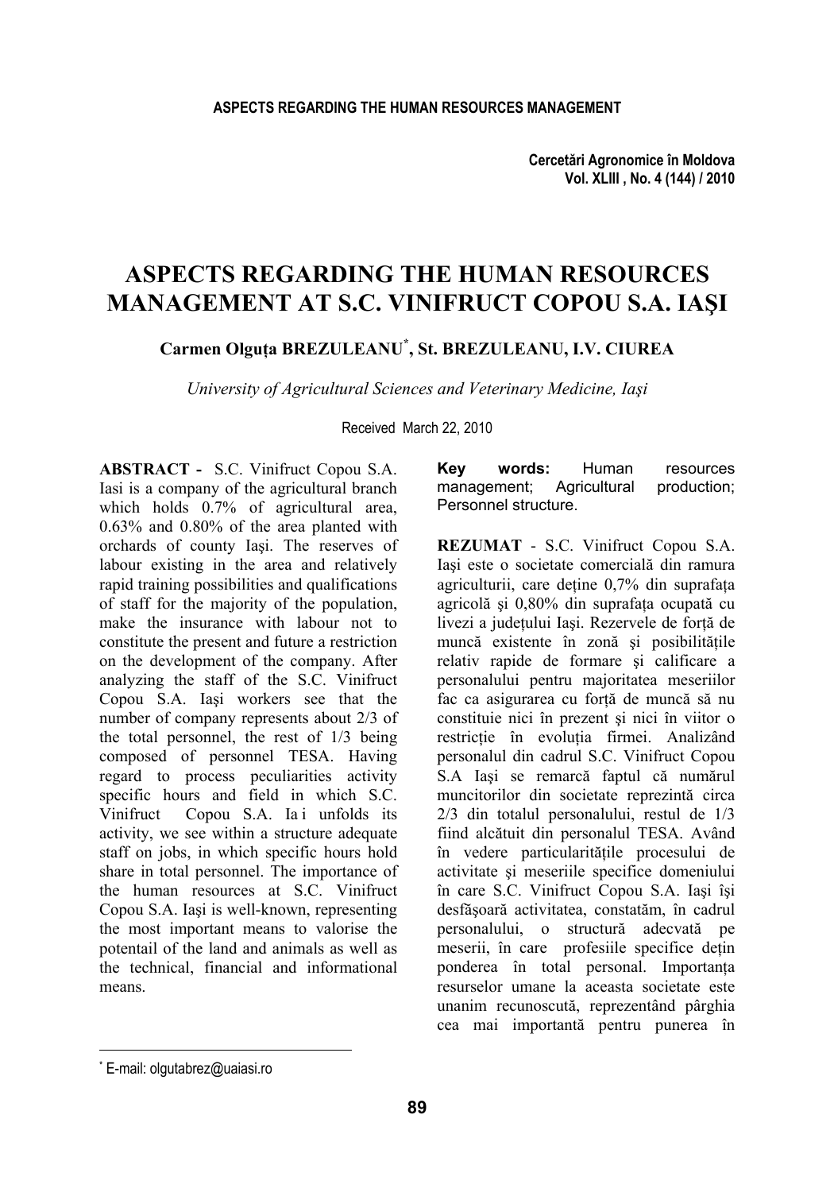# ASPECTS REGARDING THE HUMAN RESOURCES MANAGEMENT AT S.C. VINIFRUCT COPOU S.A. IAŞI

**Carmen Olguța BREZULEANU[*], St. BREZULEANU, I.V. CIUREA**

*University of Agricultural Sciences and Veterinary Medicine, Iaşi*

Received March 22, 2010

**ABSTRACT -** S.C. Vinifruct Copou S.A. Iasi is a company of the agricultural branch which holds 0.7% of agricultural area, 0.63% and 0.80% of the area planted with orchards of county Iaşi. The reserves of labour existing in the area and relatively rapid training possibilities and qualifications of staff for the majority of the population, make the insurance with labour not to constitute the present and future a restriction on the development of the company. After analyzing the staff of the S.C. Vinifruct Copou S.A. Iaşi workers see that the number of company represents about 2/3 of the total personnel, the rest of 1/3 being composed of personnel TESA. Having regard to process peculiarities activity specific hours and field in which S.C. Vinifruct Copou S.A. Ia i unfolds its activity, we see within a structure adequate staff on jobs, in which specific hours hold share in total personnel. The importance of the human resources at S.C. Vinifruct Copou S.A. Iaşi is well-known, representing the most important means to valorise the potentail of the land and animals as well as the technical, financial and informational means.

**Key words:** Human resources management; Agricultural production; Personnel structure.

**REZUMAT** - S.C. Vinifruct Copou S.A. Iaşi este o societate comercială din ramura agriculturii, care deține 0,7% din suprafața agricolă şi 0,80% din suprafața ocupată cu livezi a județului Iaşi. Rezervele de forță de muncă existente în zonă şi posibilitățile relativ rapide de formare şi calificare a personalului pentru majoritatea meseriilor fac ca asigurarea cu forță de muncă să nu constituie nici în prezent şi nici în viitor o restricție în evoluția firmei. Analizând personalul din cadrul S.C. Vinifruct Copou S.A Iaşi se remarcă faptul că numărul muncitorilor din societate reprezintă circa 2/3 din totalul personalului, restul de 1/3 fiind alcătuit din personalul TESA. Având în vedere particularitățile procesului de activitate şi meseriile specifice domeniului în care S.C. Vinifruct Copou S.A. Iaşi îşi desfăşoară activitatea, constatăm, în cadrul personalului, o structură adecvată pe meserii, în care profesiile specifice dețin ponderea în total personal. Importanța resurselor umane la aceasta societate este unanim recunoscută, reprezentând pârghia cea mai importantă pentru punerea în

[*] E-mail: olgutabrez@uaiasi.ro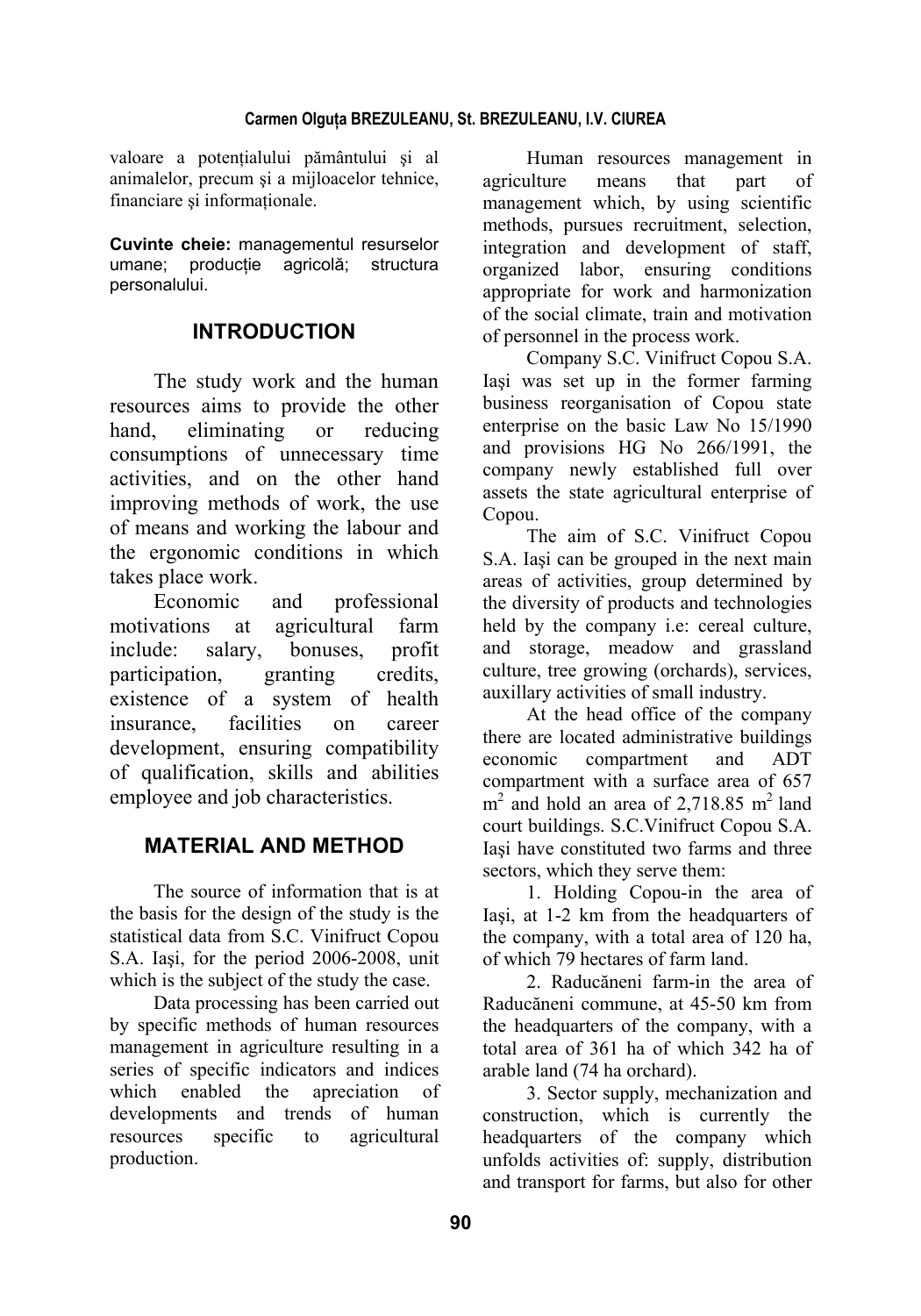valoare a potențialului pământului şi al animalelor, precum şi a mijloacelor tehnice, financiare şi informaționale.

**Cuvinte cheie:** managementul resurselor umane; producție agricolă; structura personalului.

## INTRODUCTION

The study work and the human resources aims to provide the other hand, eliminating or reducing consumptions of unnecessary time activities, and on the other hand improving methods of work, the use of means and working the labour and the ergonomic conditions in which takes place work.

Economic and professional motivations at agricultural farm include: salary, bonuses, profit participation, granting credits, existence of a system of health insurance, facilities on career development, ensuring compatibility of qualification, skills and abilities employee and job characteristics.

## MATERIAL AND METHOD

The source of information that is at the basis for the design of the study is the statistical data from S.C. Vinifruct Copou S.A. Iaşi, for the period 2006-2008, unit which is the subject of the study the case.

Data processing has been carried out by specific methods of human resources management in agriculture resulting in a series of specific indicators and indices which enabled the apreciation of developments and trends of human resources specific to agricultural production.

Human resources management in agriculture means that part of management which, by using scientific methods, pursues recruitment, selection, integration and development of staff, organized labor, ensuring conditions appropriate for work and harmonization of the social climate, train and motivation of personnel in the process work.

Company S.C. Vinifruct Copou S.A. Iaşi was set up in the former farming business reorganisation of Copou state enterprise on the basic Law No 15/1990 and provisions HG No 266/1991, the company newly established full over assets the state agricultural enterprise of Copou.

The aim of S.C. Vinifruct Copou S.A. Iaşi can be grouped in the next main areas of activities, group determined by the diversity of products and technologies held by the company i.e: cereal culture, and storage, meadow and grassland culture, tree growing (orchards), services, auxillary activities of small industry.

At the head office of the company there are located administrative buildings economic compartment and ADT compartment with a surface area of 657 $m^2$ and hold an area of 2,718.85 $m^2$ land court buildings. S.C.Vinifruct Copou S.A. Iaşi have constituted two farms and three sectors, which they serve them:

1. Holding Copou-in the area of Iaşi, at 1-2 km from the headquarters of the company, with a total area of 120 ha, of which 79 hectares of farm land.

2. Raducăneni farm-in the area of Raducăneni commune, at 45-50 km from the headquarters of the company, with a total area of 361 ha of which 342 ha of arable land (74 ha orchard).

3. Sector supply, mechanization and construction, which is currently the headquarters of the company which unfolds activities of: supply, distribution and transport for farms, but also for other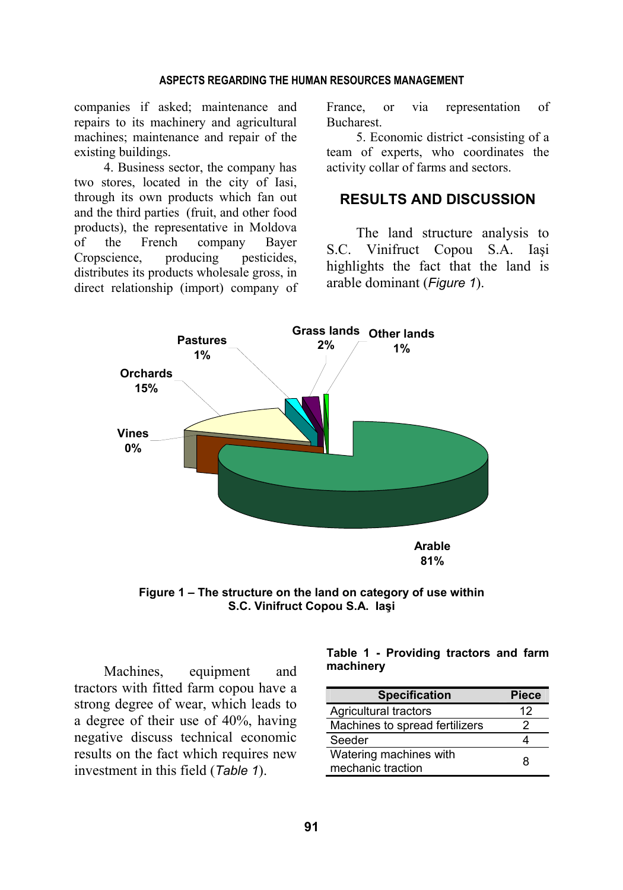companies if asked; maintenance and repairs to its machinery and agricultural machines; maintenance and repair of the existing buildings.

4. Business sector, the company has two stores, located in the city of Iasi, through its own products which fan out and the third parties (fruit, and other food products), the representative in Moldova of the French company Bayer Cropscience, producing pesticides, distributes its products wholesale gross, in direct relationship (import) company of France, or via representation of Bucharest.

5. Economic district -consisting of a team of experts, who coordinates the activity collar of farms and sectors.

## RESULTS AND DISCUSSION

The land structure analysis to S.C. Vinifruct Copou S.A. Iași highlights the fact that the land is arable dominant (*Figure 1*).

**Figure 1 – The structure on the land on category of use within S.C. Vinifruct Copou S.A. Iaşi**

Machines, equipment and tractors with fitted farm copou have a strong degree of wear, which leads to a degree of their use of 40%, having negative discuss technical economic results on the fact which requires new investment in this field (*Table 1*).

**Table 1 - Providing tractors and farm machinery**

| Specification | Piece |
|---|---|
| Agricultural tractors | 12 |
| Machines to spread fertilizers | 2 |
| Seeder | 4 |
| Watering machines with mechanic traction | 8 |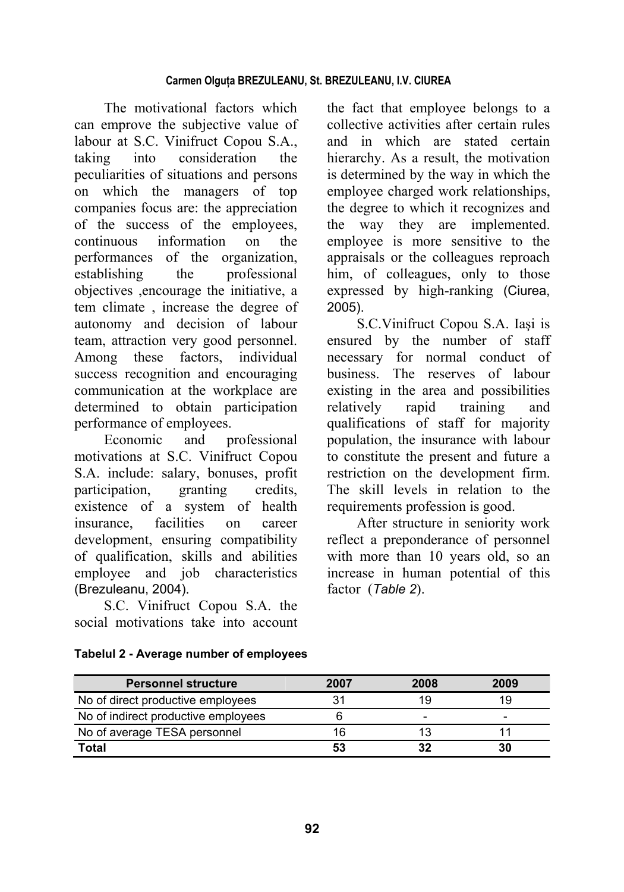The motivational factors which can emprove the subjective value of labour at S.C. Vinifruct Copou S.A., taking into consideration the peculiarities of situations and persons on which the managers of top companies focus are: the appreciation of the success of the employees, continuous information on the performances of the organization, establishing the professional objectives ,encourage the initiative, a tem climate , increase the degree of autonomy and decision of labour team, attraction very good personnel. Among these factors, individual success recognition and encouraging communication at the workplace are determined to obtain participation performance of employees.

Economic and professional motivations at S.C. Vinifruct Copou S.A. include: salary, bonuses, profit participation, granting credits, existence of a system of health insurance, facilities on career development, ensuring compatibility of qualification, skills and abilities employee and job characteristics (Brezuleanu, 2004).

S.C. Vinifruct Copou S.A. the social motivations take into account the fact that employee belongs to a collective activities after certain rules and in which are stated certain hierarchy. As a result, the motivation is determined by the way in which the employee charged work relationships, the degree to which it recognizes and the way they are implemented. employee is more sensitive to the appraisals or the colleagues reproach him, of colleagues, only to those expressed by high-ranking (Ciurea, 2005).

S.C.Vinifruct Copou S.A. Iaşi is ensured by the number of staff necessary for normal conduct of business. The reserves of labour existing in the area and possibilities relatively rapid training and qualifications of staff for majority population, the insurance with labour to constitute the present and future a restriction on the development firm. The skill levels in relation to the requirements profession is good.

After structure in seniority work reflect a preponderance of personnel with more than 10 years old, so an increase in human potential of this factor (*Table 2*).

**Tabelul 2 - Average number of employees**

| Personnel structure | 2007 | 2008 | 2009 |
|---|---|---|---|
| No of direct productive employees | 31 | 19 | 19 |
| No of indirect productive employees | 6 | - | - |
| No of average TESA personnel | 16 | 13 | 11 |
| **Total** | **53** | **32** | **30** |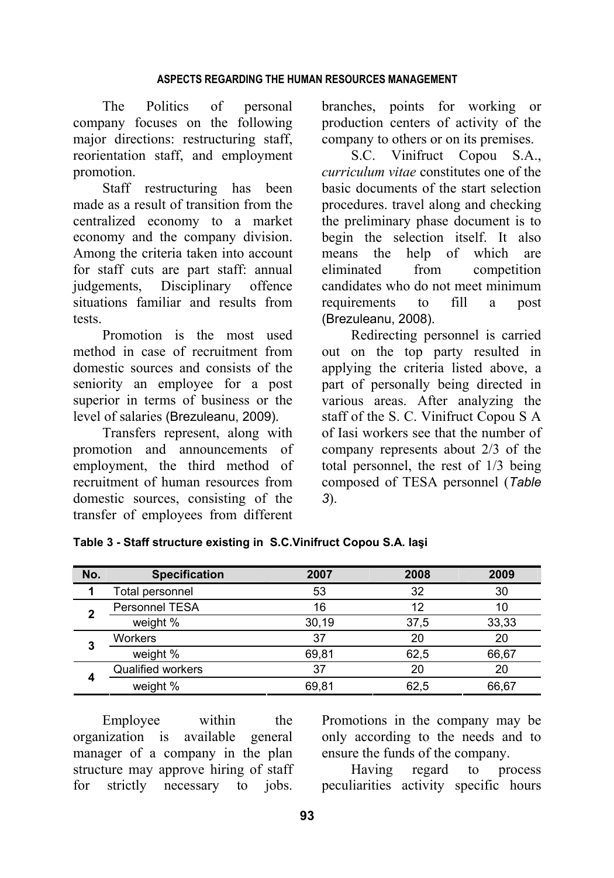The Politics of personal company focuses on the following major directions: restructuring staff, reorientation staff, and employment promotion.

Staff restructuring has been made as a result of transition from the centralized economy to a market economy and the company division. Among the criteria taken into account for staff cuts are part staff: annual judgements, Disciplinary offence situations familiar and results from tests.

Promotion is the most used method in case of recruitment from domestic sources and consists of the seniority an employee for a post superior in terms of business or the level of salaries (Brezuleanu, 2009).

Transfers represent, along with promotion and announcements of employment, the third method of recruitment of human resources from domestic sources, consisting of the transfer of employees from different branches, points for working or production centers of activity of the company to others or on its premises.

S.C. Vinifruct Copou S.A., *curriculum vitae* constitutes one of the basic documents of the start selection procedures. travel along and checking the preliminary phase document is to begin the selection itself. It also means the help of which are eliminated from competition candidates who do not meet minimum requirements to fill a post (Brezuleanu, 2008).

Redirecting personnel is carried out on the top party resulted in applying the criteria listed above, a part of personally being directed in various areas. After analyzing the staff of the S. C. Vinifruct Copou S A of Iasi workers see that the number of company represents about 2/3 of the total personnel, the rest of 1/3 being composed of TESA personnel (*Table 3*).

**Table 3 - Staff structure existing in S.C.Vinifruct Copou S.A. Iaşi**

| No. | Specification | 2007 | 2008 | 2009 |
|---|---|---|---|---|
| 1 | Total personnel | 53 | 32 | 30 |
| 2 | Personnel TESA | 16 | 12 | 10 |
| | weight % | 30,19 | 37,5 | 33,33 |
| 3 | Workers | 37 | 20 | 20 |
| | weight % | 69,81 | 62,5 | 66,67 |
| 4 | Qualified workers | 37 | 20 | 20 |
| | weight % | 69,81 | 62,5 | 66,67 |

Employee within the organization is available general manager of a company in the plan structure may approve hiring of staff for strictly necessary to jobs. Promotions in the company may be only according to the needs and to ensure the funds of the company.

Having regard to process peculiarities activity specific hours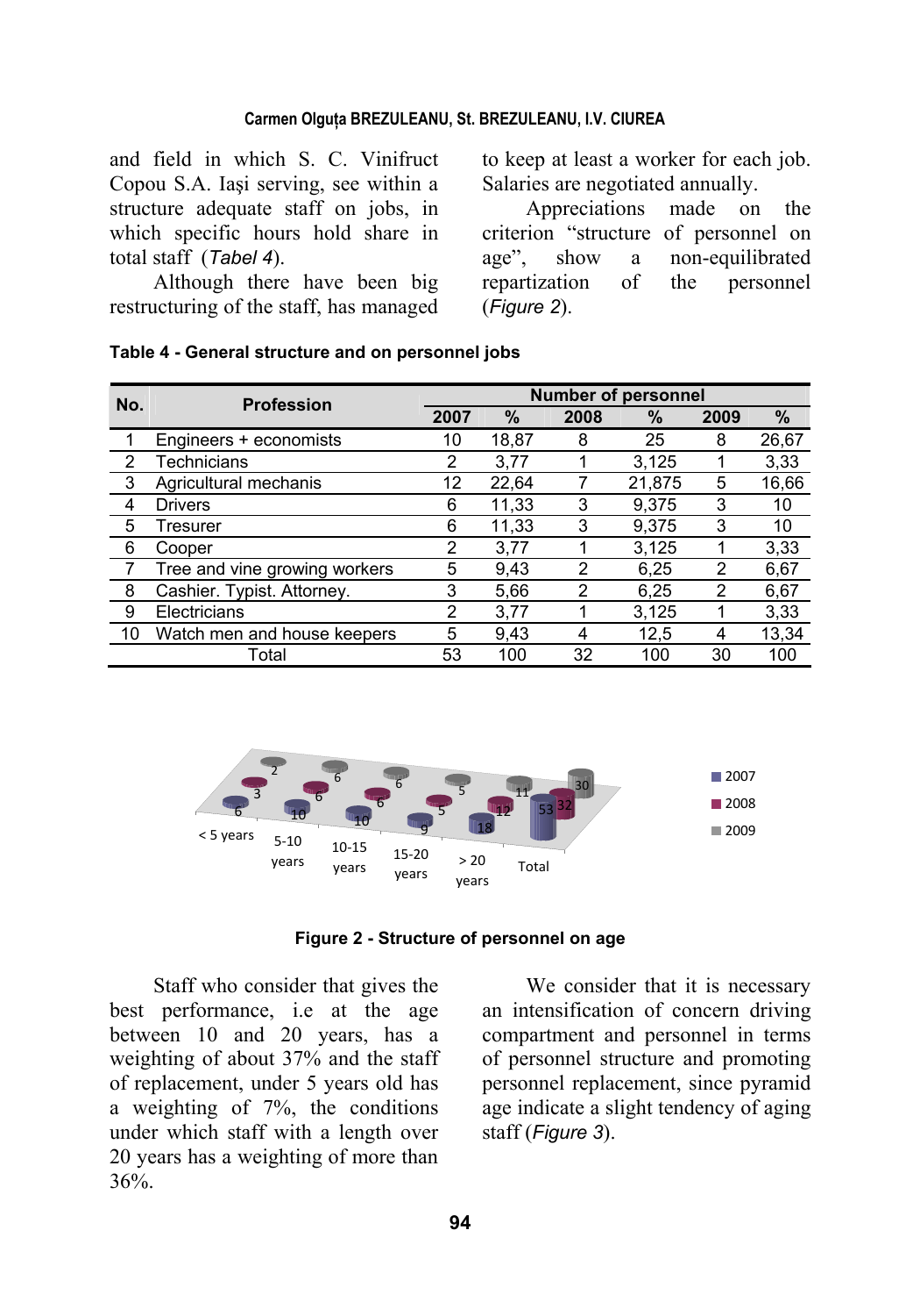and field in which S. C. Vinifruct Copou S.A. Iaşi serving, see within a structure adequate staff on jobs, in which specific hours hold share in total staff (*Tabel 4*).

Although there have been big restructuring of the staff, has managed to keep at least a worker for each job. Salaries are negotiated annually.

Appreciations made on the criterion "structure of personnel on age", show a non-equilibrated repartization of the personnel (*Figure 2*).

**Table 4 - General structure and on personnel jobs**

| No. | Profession | Number of personnel | | | | | |
|---|---|---|---|---|---|---|---|
| | | 2007 | % | 2008 | % | 2009 | % |
| 1 | Engineers + economists | 10 | 18,87 | 8 | 25 | 8 | 26,67 |
| 2 | Technicians | 2 | 3,77 | 1 | 3,125 | 1 | 3,33 |
| 3 | Agricultural mechanis | 12 | 22,64 | 7 | 21,875 | 5 | 16,66 |
| 4 | Drivers | 6 | 11,33 | 3 | 9,375 | 3 | 10 |
| 5 | Tresurer | 6 | 11,33 | 3 | 9,375 | 3 | 10 |
| 6 | Cooper | 2 | 3,77 | 1 | 3,125 | 1 | 3,33 |
| 7 | Tree and vine growing workers | 5 | 9,43 | 2 | 6,25 | 2 | 6,67 |
| 8 | Cashier. Typist. Attorney. | 3 | 5,66 | 2 | 6,25 | 2 | 6,67 |
| 9 | Electricians | 2 | 3,77 | 1 | 3,125 | 1 | 3,33 |
| 10 | Watch men and house keepers | 5 | 9,43 | 4 | 12,5 | 4 | 13,34 |
| | Total | 53 | 100 | 32 | 100 | 30 | 100 |

**Figure 2 - Structure of personnel on age**

Staff who consider that gives the best performance, i.e at the age between 10 and 20 years, has a weighting of about 37% and the staff of replacement, under 5 years old has a weighting of 7%, the conditions under which staff with a length over 20 years has a weighting of more than 36%.

We consider that it is necessary an intensification of concern driving compartment and personnel in terms of personnel structure and promoting personnel replacement, since pyramid age indicate a slight tendency of aging staff (*Figure 3*).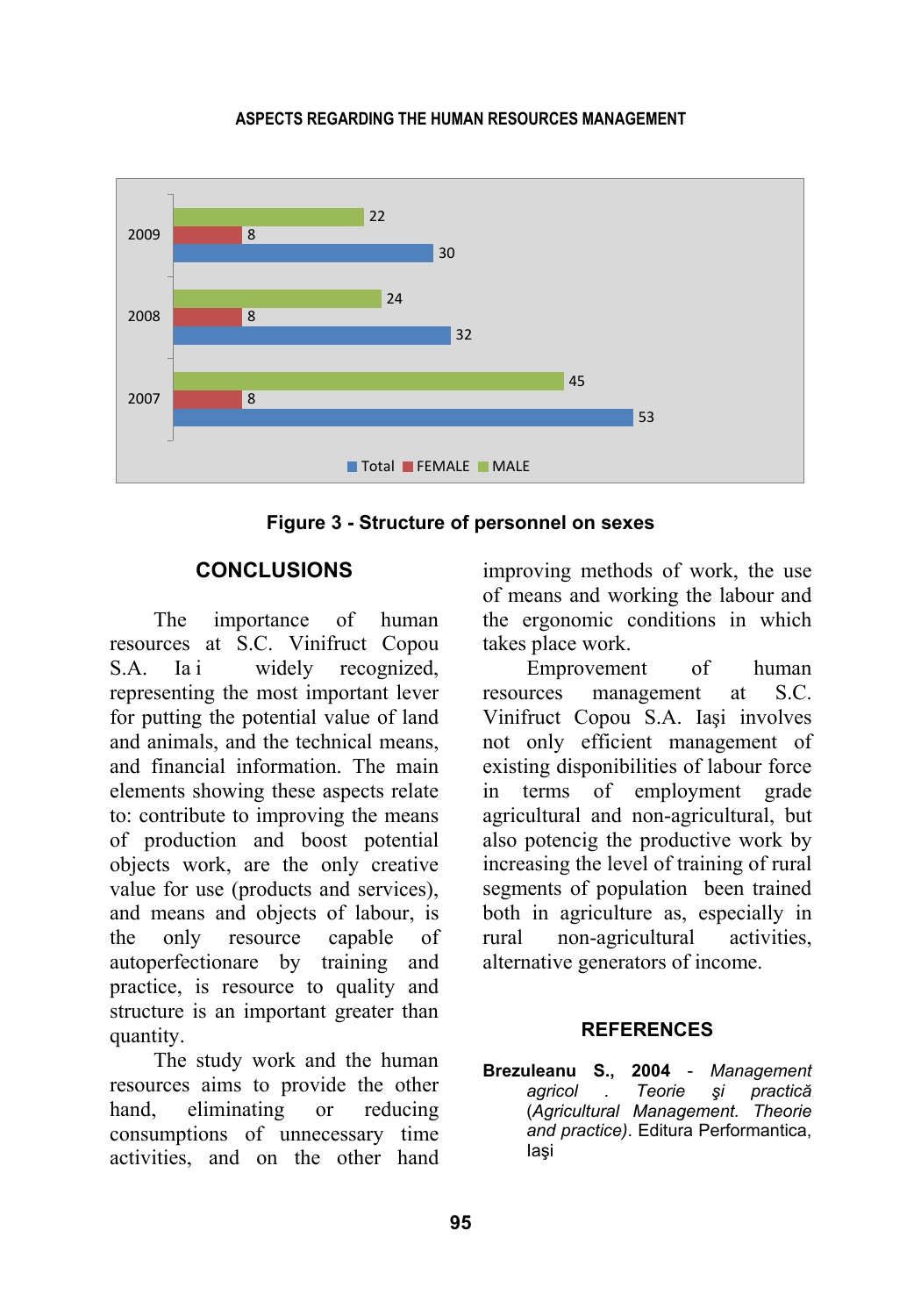| Year | Total | FEMALE | MALE |
|---|---|---|---|
| 2009 | 30 | 8 | 22 |
| 2008 | 32 | 8 | 24 |
| 2007 | 53 | 8 | 45 |

**Figure 3 - Structure of personnel on sexes**

## CONCLUSIONS

The importance of human resources at S.C. Vinifruct Copou S.A. Ia i widely recognized, representing the most important lever for putting the potential value of land and animals, and the technical means, and financial information. The main elements showing these aspects relate to: contribute to improving the means of production and boost potential objects work, are the only creative value for use (products and services), and means and objects of labour, is the only resource capable of autoperfectionare by training and practice, is resource to quality and structure is an important greater than quantity.

The study work and the human resources aims to provide the other hand, eliminating or reducing consumptions of unnecessary time activities, and on the other hand improving methods of work, the use of means and working the labour and the ergonomic conditions in which takes place work.

Emprovement of human resources management at S.C. Vinifruct Copou S.A. Iaşi involves not only efficient management of existing disponibilities of labour force in terms of employment grade agricultural and non-agricultural, but also potencig the productive work by increasing the level of training of rural segments of population been trained both in agriculture as, especially in rural non-agricultural activities, alternative generators of income.

## REFERENCES

**Brezuleanu S., 2004** - *Management agricol . Teorie şi practică (Agricultural Management. Theorie and practice)*. Editura Performantica, Iaşi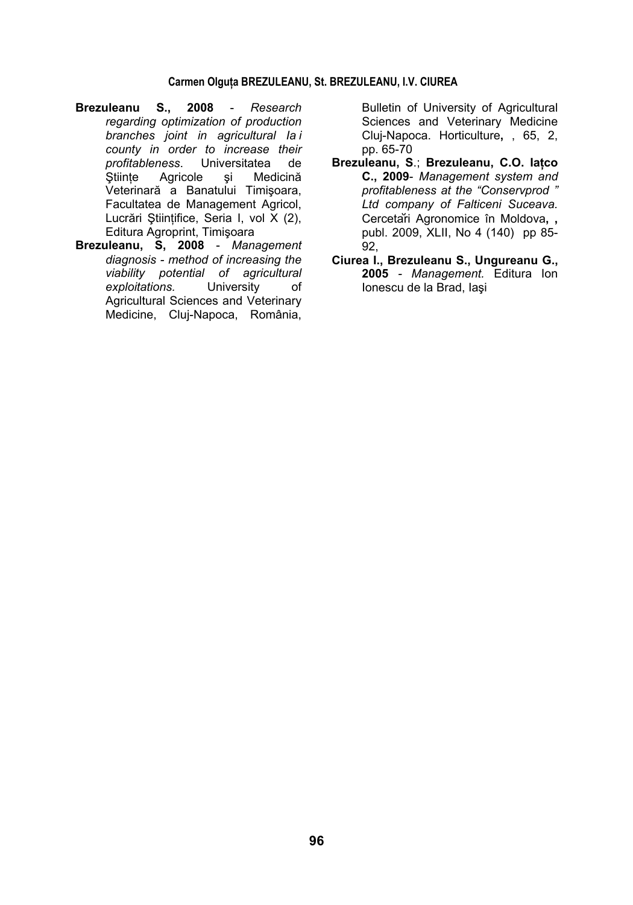**Brezuleanu S., 2008** - *Research regarding optimization of production branches joint in agricultural Ia i county in order to increase their profitableness*. Universitatea de Ştiințe Agricole şi Medicină Veterinară a Banatului Timişoara, Facultatea de Management Agricol, Lucrări Ştiințifice, Seria I, vol X (2), Editura Agroprint, Timişoara

**Brezuleanu, S, 2008** - *Management diagnosis - method of increasing the viability potential of agricultural exploitations.* University of Agricultural Sciences and Veterinary Medicine, Cluj-Napoca, România, Bulletin of University of Agricultural Sciences and Veterinary Medicine Cluj-Napoca. Horticulture**,** , 65, 2, pp. 65-70

**Brezuleanu, S**.; **Brezuleanu, C.O. Ialțco C., 2009**- *Management system and profitableness at the "Conservprod " Ltd company of Falticeni Suceava.* Cercetări Agronomice în Moldova**, ,** publ. 2009, XLII, No 4 (140) pp 85-92,

**Ciurea I., Brezuleanu S., Ungureanu G., 2005** - *Management.* Editura Ion Ionescu de la Brad, Iaşi